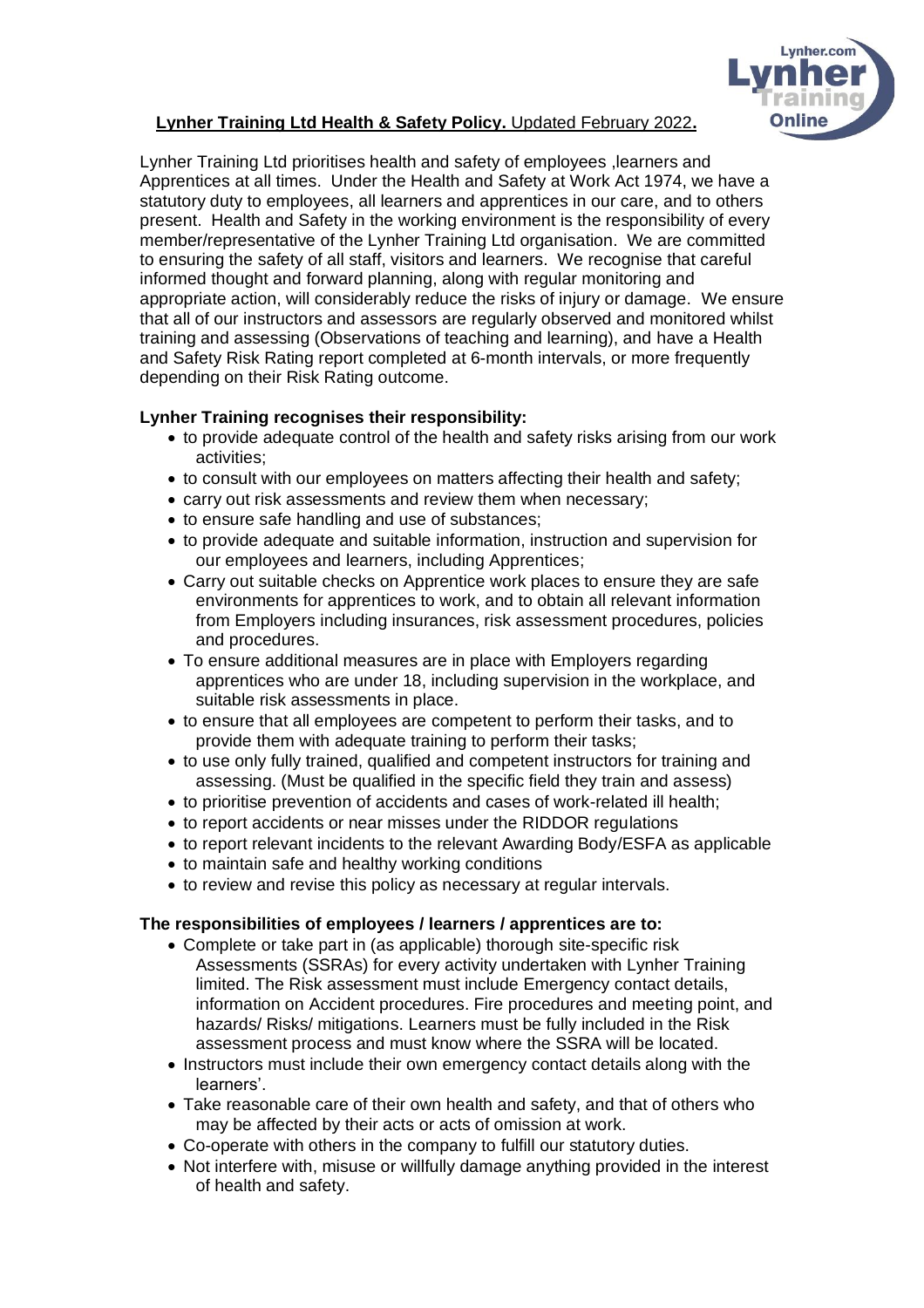**Lynher Training Ltd Health & Safety Policy.** Updated February 2022**.**

Lynher Training Ltd prioritises health and safety of employees ,learners and Apprentices at all times. Under the Health and Safety at Work Act 1974, we have a statutory duty to employees, all learners and apprentices in our care, and to others present. Health and Safety in the working environment is the responsibility of every member/representative of the Lynher Training Ltd organisation. We are committed to ensuring the safety of all staff, visitors and learners. We recognise that careful informed thought and forward planning, along with regular monitoring and appropriate action, will considerably reduce the risks of injury or damage. We ensure that all of our instructors and assessors are regularly observed and monitored whilst training and assessing (Observations of teaching and learning), and have a Health and Safety Risk Rating report completed at 6-month intervals, or more frequently depending on their Risk Rating outcome.

**Lynher Training recognises their responsibility:**

- to provide adequate control of the health and safety risks arising from our work activities;
- to consult with our employees on matters affecting their health and safety;
- carry out risk assessments and review them when necessary;
- to ensure safe handling and use of substances;
- to provide adequate and suitable information, instruction and supervision for our employees and learners, including Apprentices;
- Carry out suitable checks on Apprentice work places to ensure they are safe environments for apprentices to work, and to obtain all relevant information from Employers including insurances, risk assessment procedures, policies and procedures.
- To ensure additional measures are in place with Employers regarding apprentices who are under 18, including supervision in the workplace, and suitable risk assessments in place.
- to ensure that all employees are competent to perform their tasks, and to provide them with adequate training to perform their tasks;
- to use only fully trained, qualified and competent instructors for training and assessing. (Must be qualified in the specific field they train and assess)
- to prioritise prevention of accidents and cases of work-related ill health;
- to report accidents or near misses under the RIDDOR regulations
- to report relevant incidents to the relevant Awarding Body/ESFA as applicable
- to maintain safe and healthy working conditions
- to review and revise this policy as necessary at regular intervals.

**The responsibilities of employees / learners / apprentices are to:**

- Complete or take part in (as applicable) thorough site-specific risk Assessments (SSRAs) for every activity undertaken with Lynher Training limited. The Risk assessment must include Emergency contact details, information on Accident procedures. Fire procedures and meeting point, and hazards/ Risks/ mitigations. Learners must be fully included in the Risk assessment process and must know where the SSRA will be located.
- Instructors must include their own emergency contact details along with the learners'.
- Take reasonable care of their own health and safety, and that of others who may be affected by their acts or acts of omission at work.
- Co-operate with others in the company to fulfill our statutory duties.
- Not interfere with, misuse or willfully damage anything provided in the interest of health and safety.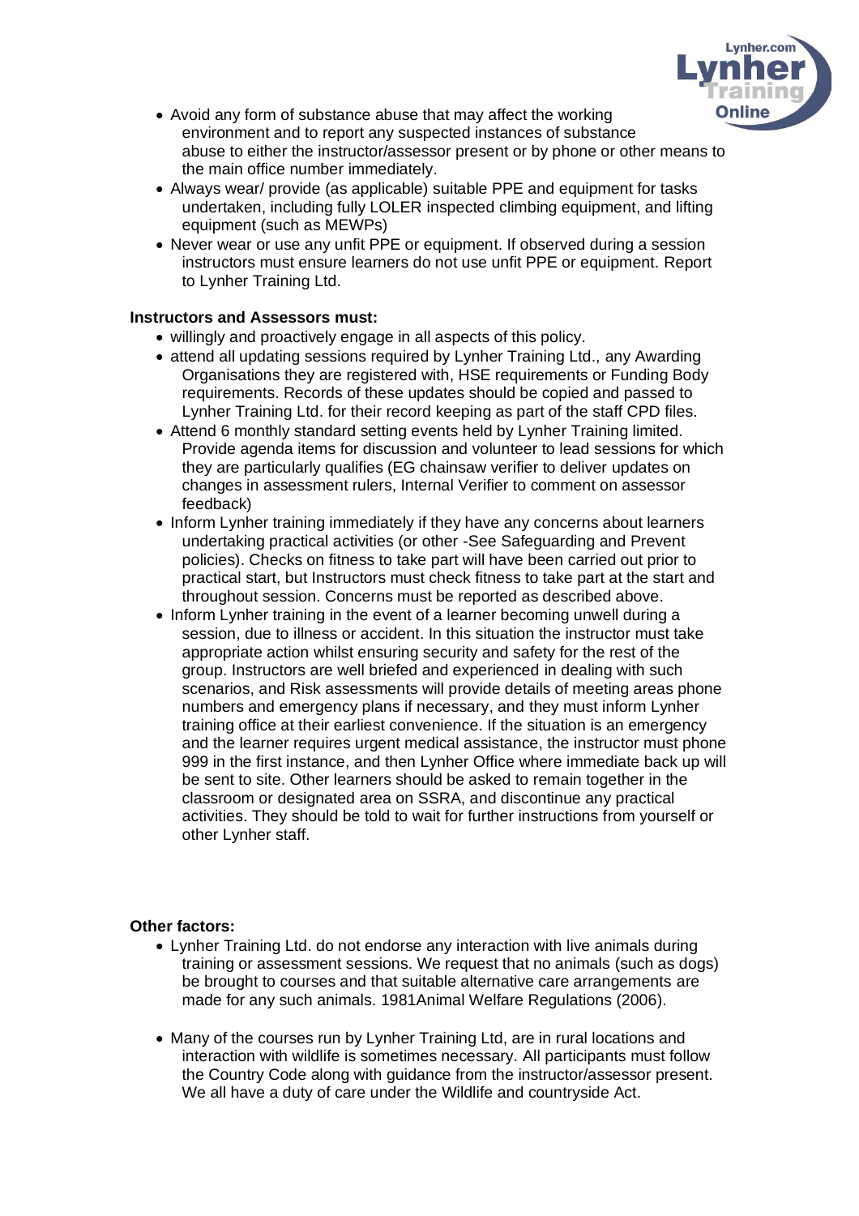- Avoid any form of substance abuse that may affect the working environment and to report any suspected instances of substance abuse to either the instructor/assessor present or by phone or other means to the main office number immediately.
- Always wear/ provide (as applicable) suitable PPE and equipment for tasks undertaken, including fully LOLER inspected climbing equipment, and lifting equipment (such as MEWPs)
- Never wear or use any unfit PPE or equipment. If observed during a session instructors must ensure learners do not use unfit PPE or equipment. Report to Lynher Training Ltd.

**Instructors and Assessors must:**

- willingly and proactively engage in all aspects of this policy.
- attend all updating sessions required by Lynher Training Ltd., any Awarding Organisations they are registered with, HSE requirements or Funding Body requirements. Records of these updates should be copied and passed to Lynher Training Ltd. for their record keeping as part of the staff CPD files.
- Attend 6 monthly standard setting events held by Lynher Training limited. Provide agenda items for discussion and volunteer to lead sessions for which they are particularly qualifies (EG chainsaw verifier to deliver updates on changes in assessment rulers, Internal Verifier to comment on assessor feedback)
- Inform Lynher training immediately if they have any concerns about learners undertaking practical activities (or other -See Safeguarding and Prevent policies). Checks on fitness to take part will have been carried out prior to practical start, but Instructors must check fitness to take part at the start and throughout session. Concerns must be reported as described above.
- Inform Lynher training in the event of a learner becoming unwell during a session, due to illness or accident. In this situation the instructor must take appropriate action whilst ensuring security and safety for the rest of the group. Instructors are well briefed and experienced in dealing with such scenarios, and Risk assessments will provide details of meeting areas phone numbers and emergency plans if necessary, and they must inform Lynher training office at their earliest convenience. If the situation is an emergency and the learner requires urgent medical assistance, the instructor must phone 999 in the first instance, and then Lynher Office where immediate back up will be sent to site. Other learners should be asked to remain together in the classroom or designated area on SSRA, and discontinue any practical activities. They should be told to wait for further instructions from yourself or other Lynher staff.

**Other factors:**

- Lynher Training Ltd. do not endorse any interaction with live animals during training or assessment sessions. We request that no animals (such as dogs) be brought to courses and that suitable alternative care arrangements are made for any such animals. 1981Animal Welfare Regulations (2006).

- Many of the courses run by Lynher Training Ltd, are in rural locations and interaction with wildlife is sometimes necessary. All participants must follow the Country Code along with guidance from the instructor/assessor present. We all have a duty of care under the Wildlife and countryside Act.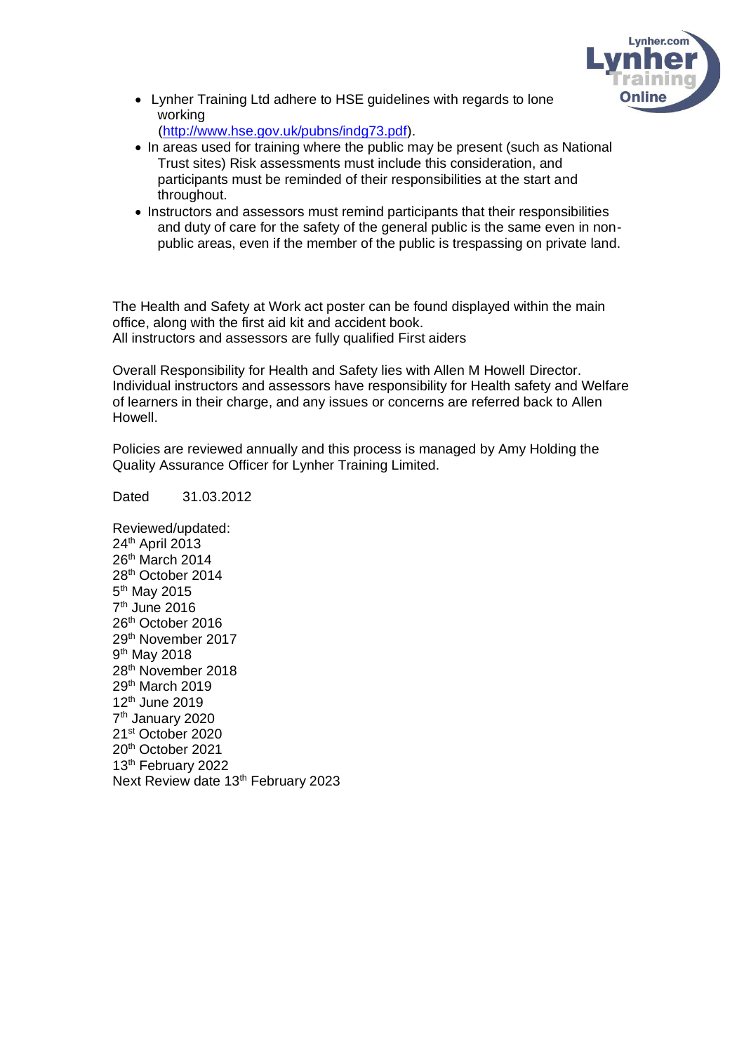- Lynher Training Ltd adhere to HSE guidelines with regards to lone working (http://www.hse.gov.uk/pubns/indg73.pdf).
- In areas used for training where the public may be present (such as National Trust sites) Risk assessments must include this consideration, and participants must be reminded of their responsibilities at the start and throughout.
- Instructors and assessors must remind participants that their responsibilities and duty of care for the safety of the general public is the same even in non-public areas, even if the member of the public is trespassing on private land.

The Health and Safety at Work act poster can be found displayed within the main office, along with the first aid kit and accident book.
All instructors and assessors are fully qualified First aiders

Overall Responsibility for Health and Safety lies with Allen M Howell Director. Individual instructors and assessors have responsibility for Health safety and Welfare of learners in their charge, and any issues or concerns are referred back to Allen Howell.

Policies are reviewed annually and this process is managed by Amy Holding the Quality Assurance Officer for Lynher Training Limited.

Dated 31.03.2012

Reviewed/updated:
24th April 2013
26th March 2014
28th October 2014
5th May 2015
7th June 2016
26th October 2016
29th November 2017
9th May 2018
28th November 2018
29th March 2019
12th June 2019
7th January 2020
21st October 2020
20th October 2021
13th February 2022
Next Review date 13th February 2023